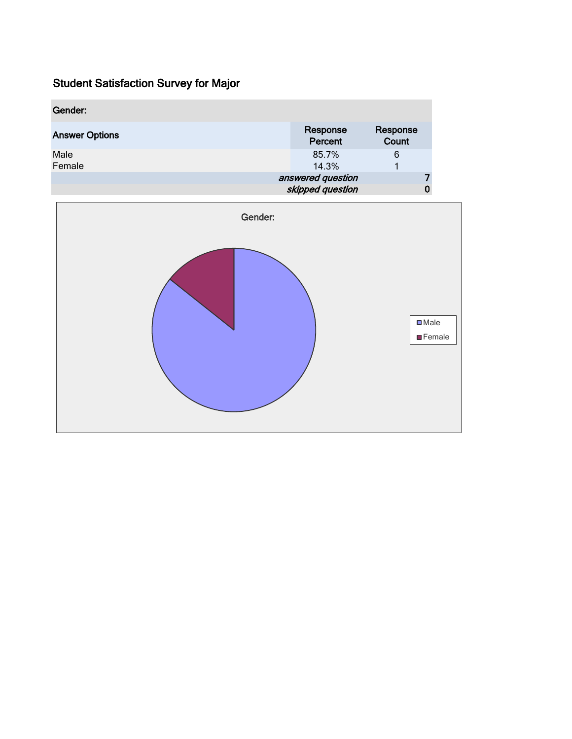# Student Satisfaction Survey for Major

| Gender: | | |
|---|---|---|
| **Answer Options** | **Response Percent** | **Response Count** |
| Male | 85.7% | 6 |
| Female | 14.3% | 1 |
| | *answered question* | 7 |
| | *skipped question* | 0 |

Gender:

Male

Female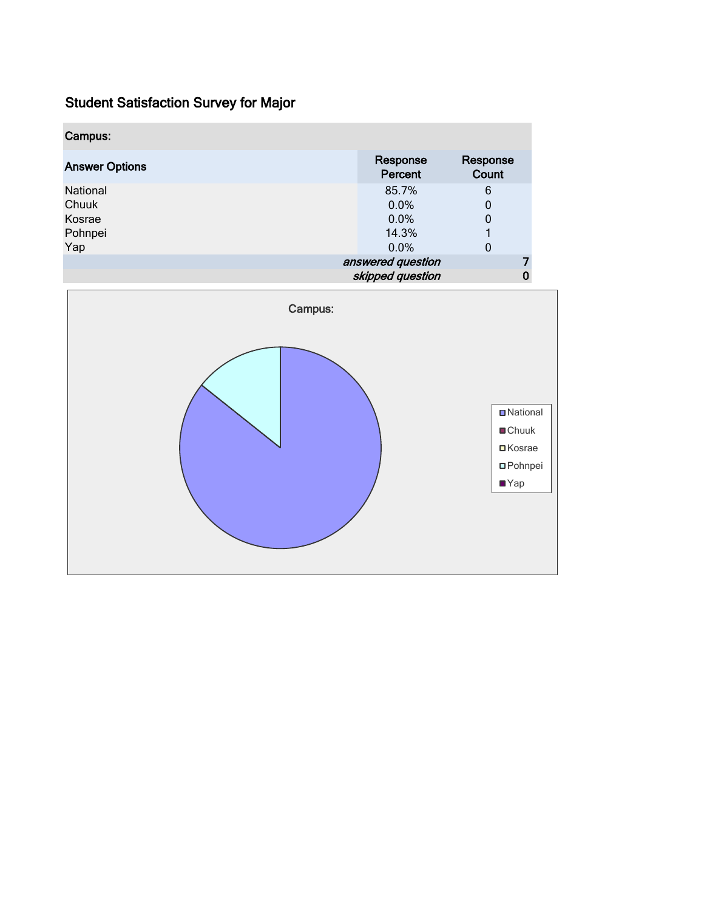## Student Satisfaction Survey for Major

| Campus: | | |
|---|---|---|
| **Answer Options** | **Response Percent** | **Response Count** |
| National | 85.7% | 6 |
| Chuuk | 0.0% | 0 |
| Kosrae | 0.0% | 0 |
| Pohnpei | 14.3% | 1 |
| Yap | 0.0% | 0 |
| | *answered question* | 7 |
| | *skipped question* | 0 |

Campus:

- National
- Chuuk
- Kosrae
- Pohnpei
- Yap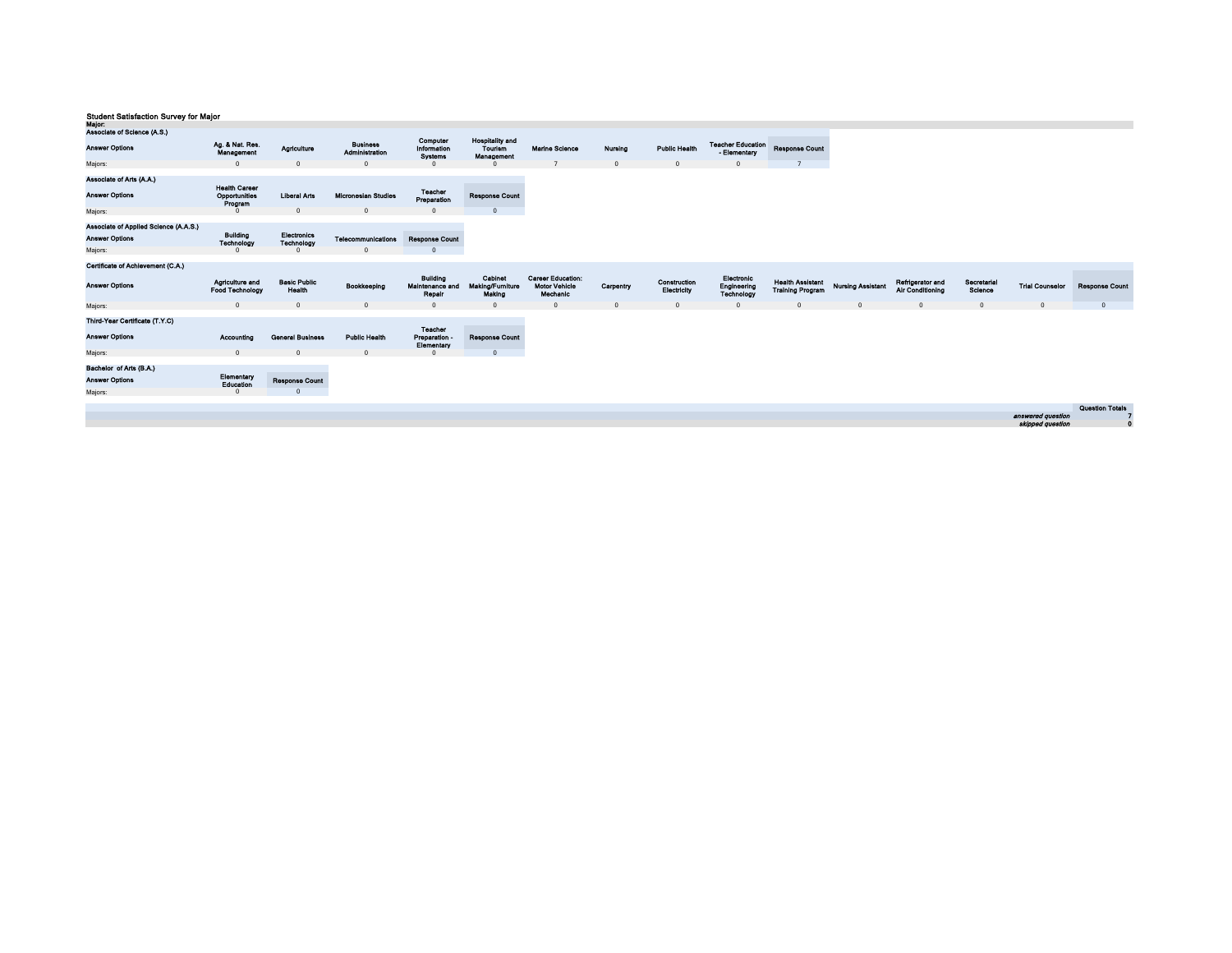## Student Satisfaction Survey for Major

**Major:**

**Associate of Science (A.S.)**

| Answer Options | Ag. & Nat. Res. Management | Agriculture | Business Administration | Computer Information Systems | Hospitality and Tourism Management | Marine Science | Nursing | Public Health | Teacher Education - Elementary | Response Count |
|---|---|---|---|---|---|---|---|---|---|---|
| Majors: | 0 | 0 | 0 | 0 | 0 | 7 | 0 | 0 | 0 | 7 |

**Associate of Arts (A.A.)**

| Answer Options | Health Career Opportunities Program | Liberal Arts | Micronesian Studies | Teacher Preparation | Response Count |
|---|---|---|---|---|---|
| Majors: | 0 | 0 | 0 | 0 | 0 |

**Associate of Applied Science (A.A.S.)**

| Answer Options | Building Technology | Electronics Technology | Telecommunications | Response Count |
|---|---|---|---|---|
| Majors: | 0 | 0 | 0 | 0 |

**Certificate of Achievement (C.A.)**

| Answer Options | Agriculture and Food Technology | Basic Public Health | Bookkeeping | Building Maintenance and Repair | Cabinet Making/Furniture Making | Career Education: Motor Vehicle Mechanic | Carpentry | Construction Electricity | Electronic Engineering Technology | Health Assistant Training Program | Nursing Assistant | Refrigerator and Air Conditioning | Secretarial Science | Trial Counselor | Response Count |
|---|---|---|---|---|---|---|---|---|---|---|---|---|---|---|---|
| Majors: | 0 | 0 | 0 | 0 | 0 | 0 | 0 | 0 | 0 | 0 | 0 | 0 | 0 | 0 | 0 |

**Third-Year Certificate (T.Y.C)**

| Answer Options | Accounting | General Business | Public Health | Teacher Preparation - Elementary | Response Count |
|---|---|---|---|---|---|
| Majors: | 0 | 0 | 0 | 0 | 0 |

**Bachelor of Arts (B.A.)**

| Answer Options | Elementary Education | Response Count |
|---|---|---|
| Majors: | 0 | 0 |

| | Question Totals |
|---|---|
| *answered question* | 7 |
| *skipped question* | 0 |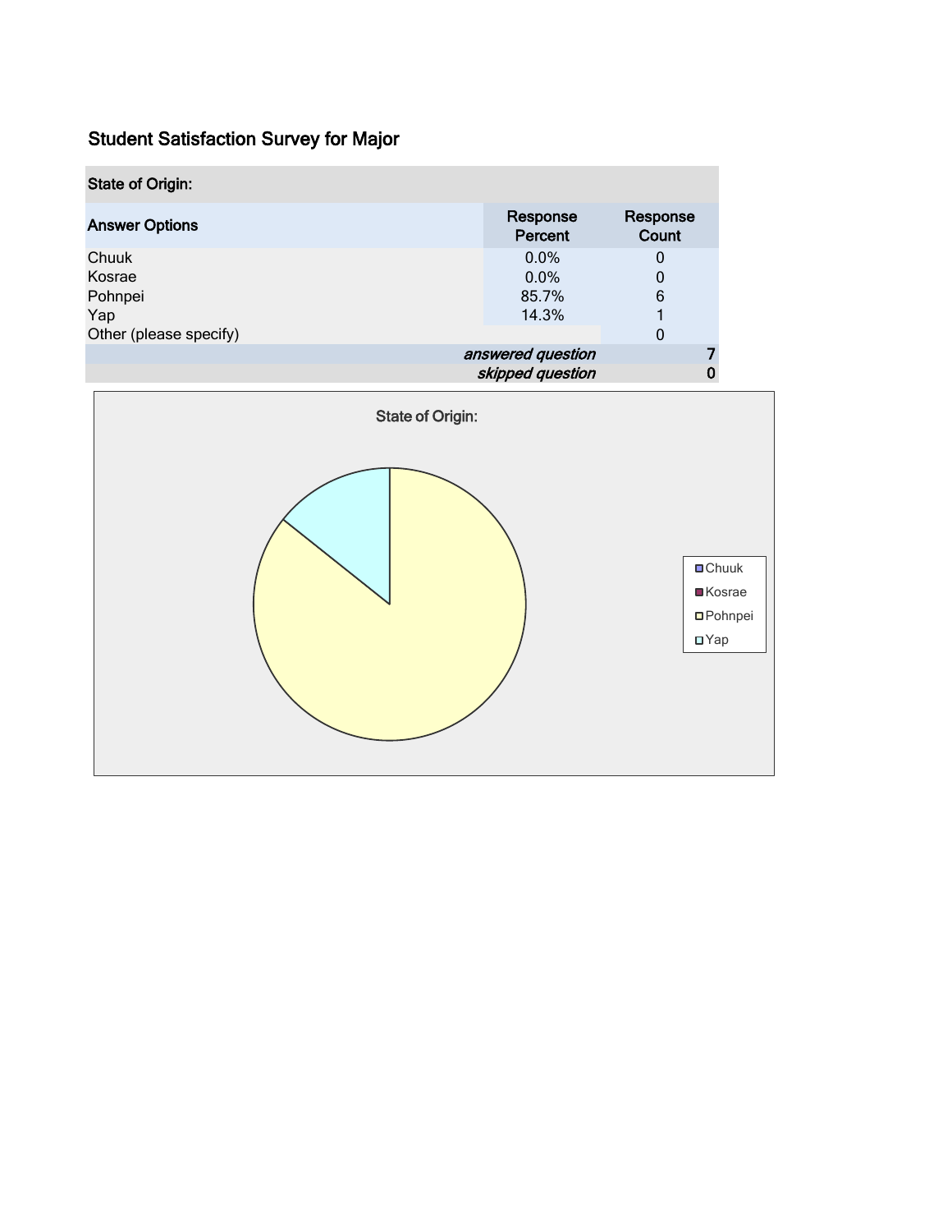## Student Satisfaction Survey for Major

| State of Origin: | | |
|---|---|---|
| **Answer Options** | **Response Percent** | **Response Count** |
| Chuuk | 0.0% | 0 |
| Kosrae | 0.0% | 0 |
| Pohnpei | 85.7% | 6 |
| Yap | 14.3% | 1 |
| Other (please specify) | | 0 |
| | *answered question* | 7 |
| | *skipped question* | 0 |

State of Origin:

- Chuuk
- Kosrae
- Pohnpei
- Yap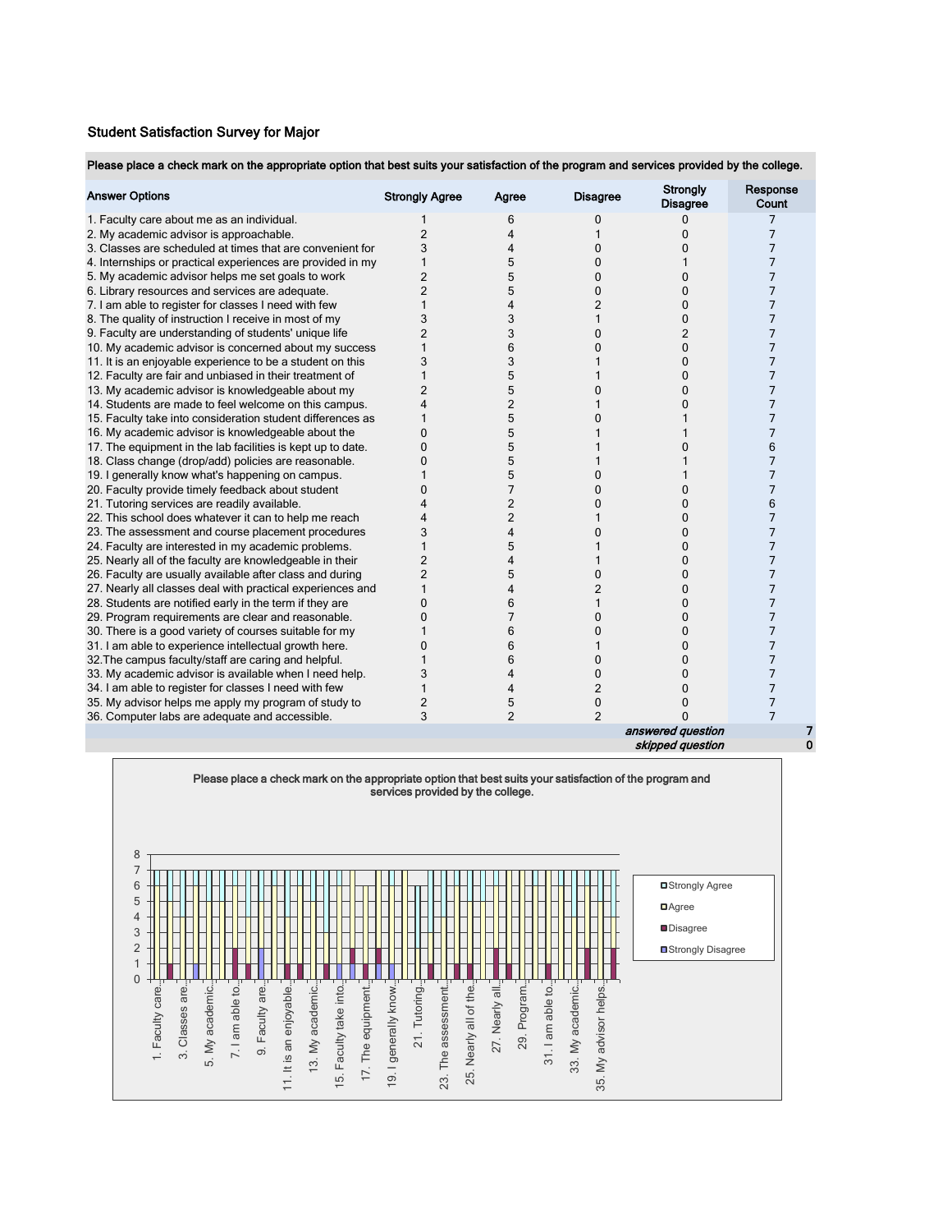## Student Satisfaction Survey for Major

| Please place a check mark on the appropriate option that best suits your satisfaction of the program and services provided by the college. | | | | | |
|---|---|---|---|---|---|
| **Answer Options** | **Strongly Agree** | **Agree** | **Disagree** | **Strongly Disagree** | **Response Count** |
| 1. Faculty care about me as an individual. | 1 | 6 | 0 | 0 | 7 |
| 2. My academic advisor is approachable. | 2 | 4 | 1 | 0 | 7 |
| 3. Classes are scheduled at times that are convenient for | 3 | 4 | 0 | 0 | 7 |
| 4. Internships or practical experiences are provided in my | 1 | 5 | 0 | 1 | 7 |
| 5. My academic advisor helps me set goals to work | 2 | 5 | 0 | 0 | 7 |
| 6. Library resources and services are adequate. | 2 | 5 | 0 | 0 | 7 |
| 7. I am able to register for classes I need with few | 1 | 4 | 2 | 0 | 7 |
| 8. The quality of instruction I receive in most of my | 3 | 3 | 1 | 0 | 7 |
| 9. Faculty are understanding of students' unique life | 2 | 3 | 0 | 2 | 7 |
| 10. My academic advisor is concerned about my success | 1 | 6 | 0 | 0 | 7 |
| 11. It is an enjoyable experience to be a student on this | 3 | 3 | 1 | 0 | 7 |
| 12. Faculty are fair and unbiased in their treatment of | 1 | 5 | 1 | 0 | 7 |
| 13. My academic advisor is knowledgeable about my | 2 | 5 | 0 | 0 | 7 |
| 14. Students are made to feel welcome on this campus. | 4 | 2 | 1 | 0 | 7 |
| 15. Faculty take into consideration student differences as | 1 | 5 | 0 | 1 | 7 |
| 16. My academic advisor is knowledgeable about the | 0 | 5 | 1 | 1 | 7 |
| 17. The equipment in the lab facilities is kept up to date. | 0 | 5 | 1 | 0 | 6 |
| 18. Class change (drop/add) policies are reasonable. | 0 | 5 | 1 | 1 | 7 |
| 19. I generally know what's happening on campus. | 1 | 5 | 0 | 1 | 7 |
| 20. Faculty provide timely feedback about student | 0 | 7 | 0 | 0 | 7 |
| 21. Tutoring services are readily available. | 4 | 2 | 0 | 0 | 6 |
| 22. This school does whatever it can to help me reach | 4 | 2 | 1 | 0 | 7 |
| 23. The assessment and course placement procedures | 3 | 4 | 0 | 0 | 7 |
| 24. Faculty are interested in my academic problems. | 1 | 5 | 1 | 0 | 7 |
| 25. Nearly all of the faculty are knowledgeable in their | 2 | 4 | 1 | 0 | 7 |
| 26. Faculty are usually available after class and during | 2 | 5 | 0 | 0 | 7 |
| 27. Nearly all classes deal with practical experiences and | 1 | 4 | 2 | 0 | 7 |
| 28. Students are notified early in the term if they are | 0 | 6 | 1 | 0 | 7 |
| 29. Program requirements are clear and reasonable. | 0 | 7 | 0 | 0 | 7 |
| 30. There is a good variety of courses suitable for my | 1 | 6 | 0 | 0 | 7 |
| 31. I am able to experience intellectual growth here. | 0 | 6 | 1 | 0 | 7 |
| 32.The campus faculty/staff are caring and helpful. | 1 | 6 | 0 | 0 | 7 |
| 33. My academic advisor is available when I need help. | 3 | 4 | 0 | 0 | 7 |
| 34. I am able to register for classes I need with few | 1 | 4 | 2 | 0 | 7 |
| 35. My advisor helps me apply my program of study to | 2 | 5 | 0 | 0 | 7 |
| 36. Computer labs are adequate and accessible. | 3 | 2 | 2 | 0 | 7 |
| | | | | *answered question* | 7 |
| | | | | *skipped question* | 0 |

Please place a check mark on the appropriate option that best suits your satisfaction of the program and services provided by the college.

8
7
6
5
4
3
2
1
0

1. Faculty care...
3. Classes are...
5. My academic...
7. I am able to...
9. Faculty are...
11. It is an enjoyable...
13. My academic...
15. Faculty take into...
17. The equipment...
19. I generally know...
21. Tutoring...
23. The assessment...
25. Nearly all of the...
27. Nearly all...
29. Program...
31. I am able to...
33. My academic...
35. My advisor helps...

Strongly Agree
Agree
Disagree
Strongly Disagree